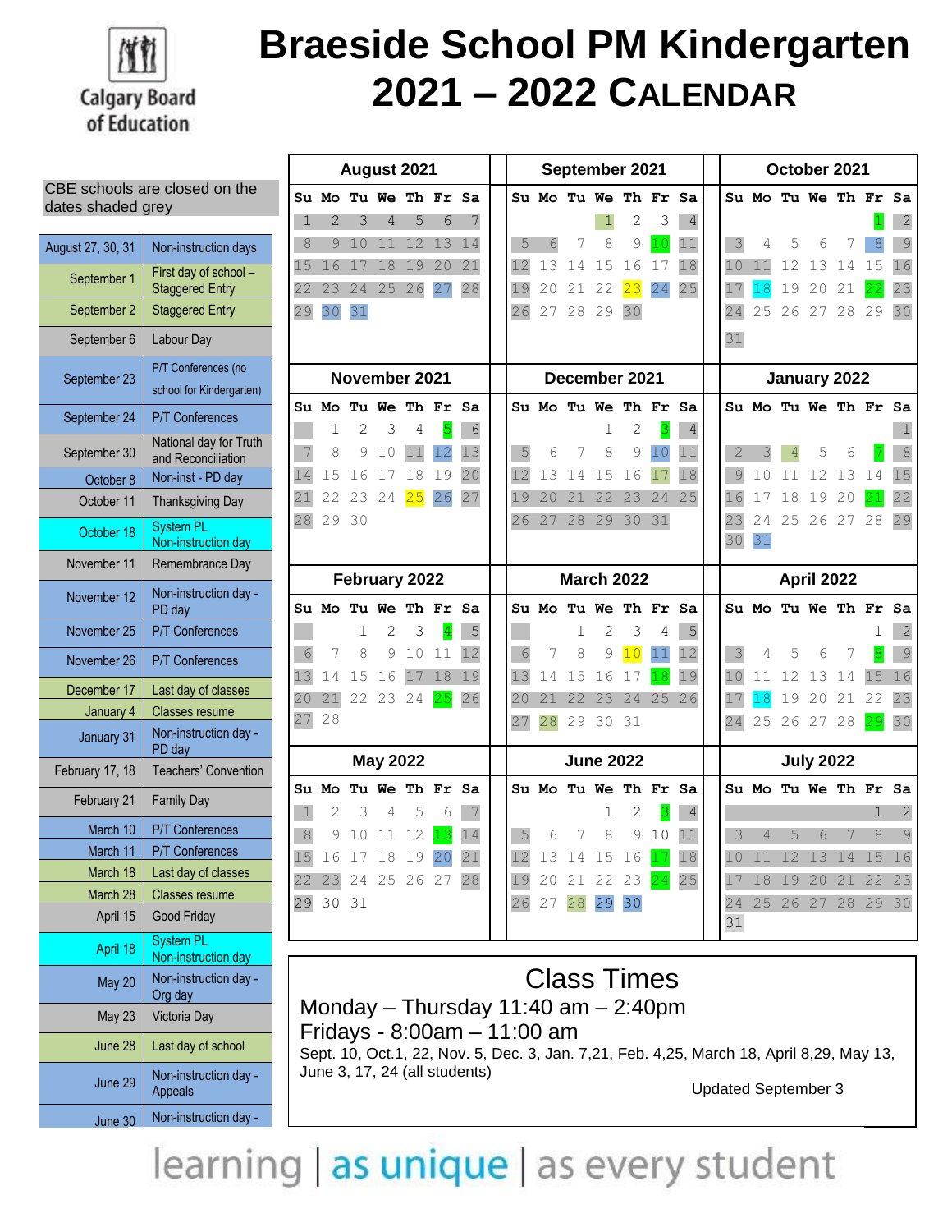# Braeside School PM Kindergarten 2021 – 2022 Calendar

Calgary Board of Education

CBE schools are closed on the dates shaded grey

| Date | Event |
|---|---|
| August 27, 30, 31 | Non-instruction days |
| September 1 | First day of school – Staggered Entry |
| September 2 | Staggered Entry |
| September 6 | Labour Day |
| September 23 | P/T Conferences (no school for Kindergarten) |
| September 24 | P/T Conferences |
| September 30 | National day for Truth and Reconciliation |
| October 8 | Non-inst - PD day |
| October 11 | Thanksgiving Day |
| October 18 | System PL Non-instruction day |
| November 11 | Remembrance Day |
| November 12 | Non-instruction day - PD day |
| November 25 | P/T Conferences |
| November 26 | P/T Conferences |
| December 17 | Last day of classes |
| January 4 | Classes resume |
| January 31 | Non-instruction day - PD day |
| February 17, 18 | Teachers' Convention |
| February 21 | Family Day |
| March 10 | P/T Conferences |
| March 11 | P/T Conferences |
| March 18 | Last day of classes |
| March 28 | Classes resume |
| April 15 | Good Friday |
| April 18 | System PL Non-instruction day |
| May 20 | Non-instruction day - Org day |
| May 23 | Victoria Day |
| June 28 | Last day of school |
| June 29 | Non-instruction day - Appeals |
| June 30 | Non-instruction day - |

## August 2021

| Su | Mo | Tu | We | Th | Fr | Sa |
|---|---|---|---|---|---|---|
| 1 | 2 | 3 | 4 | 5 | 6 | 7 |
| 8 | 9 | 10 | 11 | 12 | 13 | 14 |
| 15 | 16 | 17 | 18 | 19 | 20 | 21 |
| 22 | 23 | 24 | 25 | 26 | 27 | 28 |
| 29 | 30 | 31 | | | | |

## September 2021

| Su | Mo | Tu | We | Th | Fr | Sa |
|---|---|---|---|---|---|---|
| | | | 1 | 2 | 3 | 4 |
| 5 | 6 | 7 | 8 | 9 | 10 | 11 |
| 12 | 13 | 14 | 15 | 16 | 17 | 18 |
| 19 | 20 | 21 | 22 | 23 | 24 | 25 |
| 26 | 27 | 28 | 29 | 30 | | |

## October 2021

| Su | Mo | Tu | We | Th | Fr | Sa |
|---|---|---|---|---|---|---|
| | | | | | 1 | 2 |
| 3 | 4 | 5 | 6 | 7 | 8 | 9 |
| 10 | 11 | 12 | 13 | 14 | 15 | 16 |
| 17 | 18 | 19 | 20 | 21 | 22 | 23 |
| 24 | 25 | 26 | 27 | 28 | 29 | 30 |
| 31 | | | | | | |

## November 2021

| Su | Mo | Tu | We | Th | Fr | Sa |
|---|---|---|---|---|---|---|
| | 1 | 2 | 3 | 4 | 5 | 6 |
| 7 | 8 | 9 | 10 | 11 | 12 | 13 |
| 14 | 15 | 16 | 17 | 18 | 19 | 20 |
| 21 | 22 | 23 | 24 | 25 | 26 | 27 |
| 28 | 29 | 30 | | | | |

## December 2021

| Su | Mo | Tu | We | Th | Fr | Sa |
|---|---|---|---|---|---|---|
| | | | 1 | 2 | 3 | 4 |
| 5 | 6 | 7 | 8 | 9 | 10 | 11 |
| 12 | 13 | 14 | 15 | 16 | 17 | 18 |
| 19 | 20 | 21 | 22 | 23 | 24 | 25 |
| 26 | 27 | 28 | 29 | 30 | 31 | |

## January 2022

| Su | Mo | Tu | We | Th | Fr | Sa |
|---|---|---|---|---|---|---|
| | | | | | | 1 |
| 2 | 3 | 4 | 5 | 6 | 7 | 8 |
| 9 | 10 | 11 | 12 | 13 | 14 | 15 |
| 16 | 17 | 18 | 19 | 20 | 21 | 22 |
| 23 | 24 | 25 | 26 | 27 | 28 | 29 |
| 30 | 31 | | | | | |

## February 2022

| Su | Mo | Tu | We | Th | Fr | Sa |
|---|---|---|---|---|---|---|
| | | 1 | 2 | 3 | 4 | 5 |
| 6 | 7 | 8 | 9 | 10 | 11 | 12 |
| 13 | 14 | 15 | 16 | 17 | 18 | 19 |
| 20 | 21 | 22 | 23 | 24 | 25 | 26 |
| 27 | 28 | | | | | |

## March 2022

| Su | Mo | Tu | We | Th | Fr | Sa |
|---|---|---|---|---|---|---|
| | | 1 | 2 | 3 | 4 | 5 |
| 6 | 7 | 8 | 9 | 10 | 11 | 12 |
| 13 | 14 | 15 | 16 | 17 | 18 | 19 |
| 20 | 21 | 22 | 23 | 24 | 25 | 26 |
| 27 | 28 | 29 | 30 | 31 | | |

## April 2022

| Su | Mo | Tu | We | Th | Fr | Sa |
|---|---|---|---|---|---|---|
| | | | | | 1 | 2 |
| 3 | 4 | 5 | 6 | 7 | 8 | 9 |
| 10 | 11 | 12 | 13 | 14 | 15 | 16 |
| 17 | 18 | 19 | 20 | 21 | 22 | 23 |
| 24 | 25 | 26 | 27 | 28 | 29 | 30 |

## May 2022

| Su | Mo | Tu | We | Th | Fr | Sa |
|---|---|---|---|---|---|---|
| 1 | 2 | 3 | 4 | 5 | 6 | 7 |
| 8 | 9 | 10 | 11 | 12 | 13 | 14 |
| 15 | 16 | 17 | 18 | 19 | 20 | 21 |
| 22 | 23 | 24 | 25 | 26 | 27 | 28 |
| 29 | 30 | 31 | | | | |

## June 2022

| Su | Mo | Tu | We | Th | Fr | Sa |
|---|---|---|---|---|---|---|
| | | | 1 | 2 | 3 | 4 |
| 5 | 6 | 7 | 8 | 9 | 10 | 11 |
| 12 | 13 | 14 | 15 | 16 | 17 | 18 |
| 19 | 20 | 21 | 22 | 23 | 24 | 25 |
| 26 | 27 | 28 | 29 | 30 | | |

## July 2022

| Su | Mo | Tu | We | Th | Fr | Sa |
|---|---|---|---|---|---|---|
| | | | | | 1 | 2 |
| 3 | 4 | 5 | 6 | 7 | 8 | 9 |
| 10 | 11 | 12 | 13 | 14 | 15 | 16 |
| 17 | 18 | 19 | 20 | 21 | 22 | 23 |
| 24 | 25 | 26 | 27 | 28 | 29 | 30 |
| 31 | | | | | | |

## Class Times

Monday – Thursday 11:40 am – 2:40pm

Fridays - 8:00am – 11:00 am

Sept. 10, Oct.1, 22, Nov. 5, Dec. 3, Jan. 7,21, Feb. 4,25, March 18, April 8,29, May 13, June 3, 17, 24 (all students)

Updated September 3

learning | as unique | as every student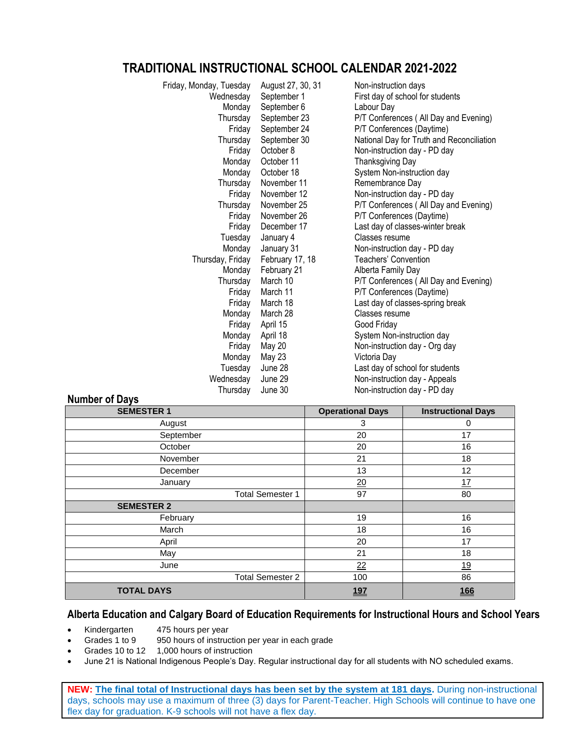# TRADITIONAL INSTRUCTIONAL SCHOOL CALENDAR 2021-2022

| | | |
|---|---|---|
| Friday, Monday, Tuesday | August 27, 30, 31 | Non-instruction days |
| Wednesday | September 1 | First day of school for students |
| Monday | September 6 | Labour Day |
| Thursday | September 23 | P/T Conferences ( All Day and Evening) |
| Friday | September 24 | P/T Conferences (Daytime) |
| Thursday | September 30 | National Day for Truth and Reconciliation |
| Friday | October 8 | Non-instruction day - PD day |
| Monday | October 11 | Thanksgiving Day |
| Monday | October 18 | System Non-instruction day |
| Thursday | November 11 | Remembrance Day |
| Friday | November 12 | Non-instruction day - PD day |
| Thursday | November 25 | P/T Conferences ( All Day and Evening) |
| Friday | November 26 | P/T Conferences (Daytime) |
| Friday | December 17 | Last day of classes-winter break |
| Tuesday | January 4 | Classes resume |
| Monday | January 31 | Non-instruction day - PD day |
| Thursday, Friday | February 17, 18 | Teachers' Convention |
| Monday | February 21 | Alberta Family Day |
| Thursday | March 10 | P/T Conferences ( All Day and Evening) |
| Friday | March 11 | P/T Conferences (Daytime) |
| Friday | March 18 | Last day of classes-spring break |
| Monday | March 28 | Classes resume |
| Friday | April 15 | Good Friday |
| Monday | April 18 | System Non-instruction day |
| Friday | May 20 | Non-instruction day - Org day |
| Monday | May 23 | Victoria Day |
| Tuesday | June 28 | Last day of school for students |
| Wednesday | June 29 | Non-instruction day - Appeals |
| Thursday | June 30 | Non-instruction day - PD day |

## Number of Days

| SEMESTER 1 | Operational Days | Instructional Days |
|---|---|---|
| August | 3 | 0 |
| September | 20 | 17 |
| October | 20 | 16 |
| November | 21 | 18 |
| December | 13 | 12 |
| January | 20 | 17 |
| Total Semester 1 | 97 | 80 |
| **SEMESTER 2** | | |
| February | 19 | 16 |
| March | 18 | 16 |
| April | 20 | 17 |
| May | 21 | 18 |
| June | 22 | 19 |
| Total Semester 2 | 100 | 86 |
| **TOTAL DAYS** | **197** | **166** |

## Alberta Education and Calgary Board of Education Requirements for Instructional Hours and School Years

- Kindergarten 475 hours per year
- Grades 1 to 9 950 hours of instruction per year in each grade
- Grades 10 to 12 1,000 hours of instruction
- June 21 is National Indigenous People's Day. Regular instructional day for all students with NO scheduled exams.

**NEW: The final total of Instructional days has been set by the system at 181 days.** During non-instructional days, schools may use a maximum of three (3) days for Parent-Teacher. High Schools will continue to have one flex day for graduation. K-9 schools will not have a flex day.